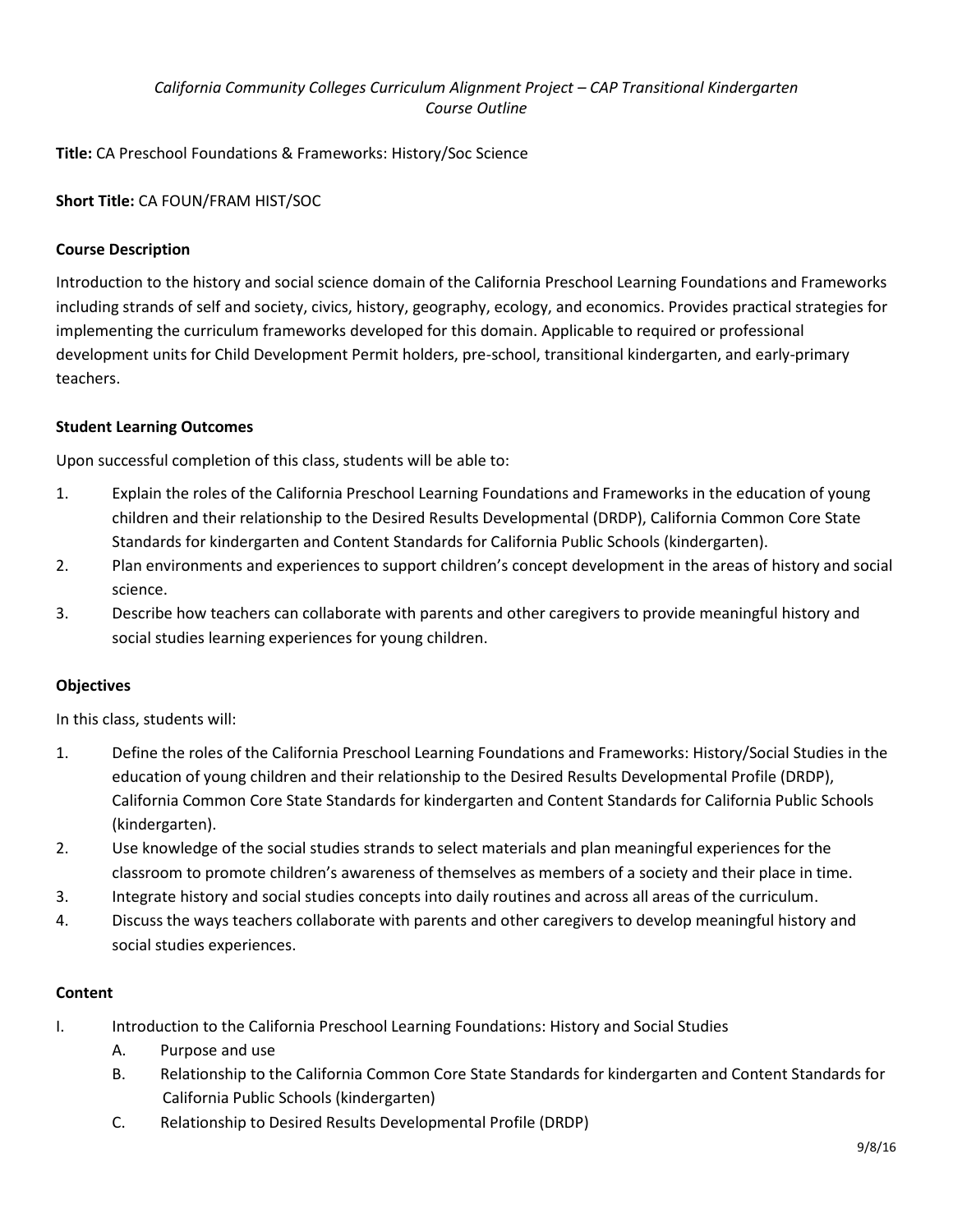*California Community Colleges Curriculum Alignment Project – CAP Transitional Kindergarten*
*Course Outline*

**Title:** CA Preschool Foundations & Frameworks: History/Soc Science

**Short Title:** CA FOUN/FRAM HIST/SOC

**Course Description**

Introduction to the history and social science domain of the California Preschool Learning Foundations and Frameworks including strands of self and society, civics, history, geography, ecology, and economics. Provides practical strategies for implementing the curriculum frameworks developed for this domain. Applicable to required or professional development units for Child Development Permit holders, pre-school, transitional kindergarten, and early-primary teachers.

**Student Learning Outcomes**

Upon successful completion of this class, students will be able to:

1. Explain the roles of the California Preschool Learning Foundations and Frameworks in the education of young children and their relationship to the Desired Results Developmental (DRDP), California Common Core State Standards for kindergarten and Content Standards for California Public Schools (kindergarten).
2. Plan environments and experiences to support children's concept development in the areas of history and social science.
3. Describe how teachers can collaborate with parents and other caregivers to provide meaningful history and social studies learning experiences for young children.

**Objectives**

In this class, students will:

1. Define the roles of the California Preschool Learning Foundations and Frameworks: History/Social Studies in the education of young children and their relationship to the Desired Results Developmental Profile (DRDP), California Common Core State Standards for kindergarten and Content Standards for California Public Schools (kindergarten).
2. Use knowledge of the social studies strands to select materials and plan meaningful experiences for the classroom to promote children's awareness of themselves as members of a society and their place in time.
3. Integrate history and social studies concepts into daily routines and across all areas of the curriculum.
4. Discuss the ways teachers collaborate with parents and other caregivers to develop meaningful history and social studies experiences.

**Content**

I. Introduction to the California Preschool Learning Foundations: History and Social Studies
   A. Purpose and use
   B. Relationship to the California Common Core State Standards for kindergarten and Content Standards for California Public Schools (kindergarten)
   C. Relationship to Desired Results Developmental Profile (DRDP)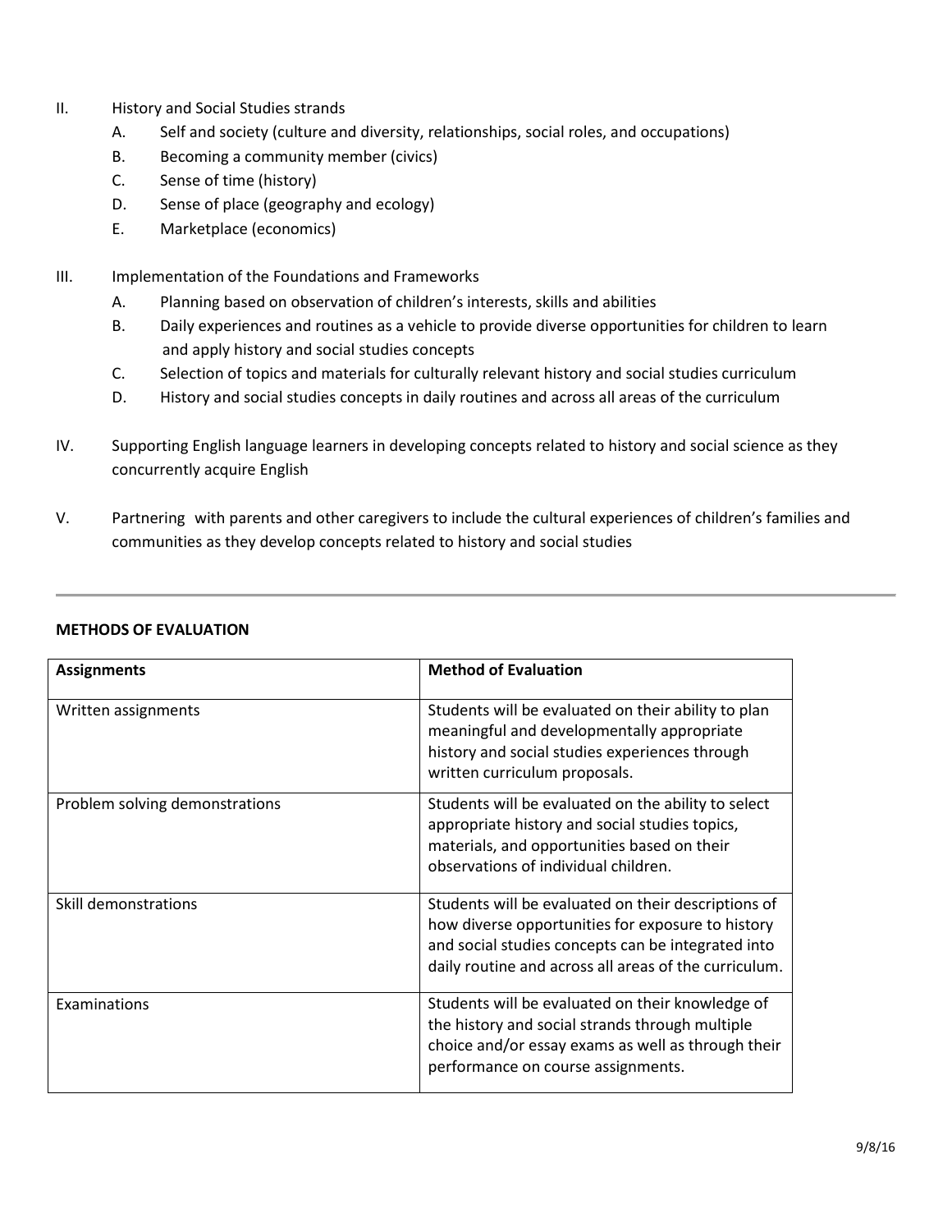II. History and Social Studies strands
   A. Self and society (culture and diversity, relationships, social roles, and occupations)
   B. Becoming a community member (civics)
   C. Sense of time (history)
   D. Sense of place (geography and ecology)
   E. Marketplace (economics)

III. Implementation of the Foundations and Frameworks
   A. Planning based on observation of children's interests, skills and abilities
   B. Daily experiences and routines as a vehicle to provide diverse opportunities for children to learn and apply history and social studies concepts
   C. Selection of topics and materials for culturally relevant history and social studies curriculum
   D. History and social studies concepts in daily routines and across all areas of the curriculum

IV. Supporting English language learners in developing concepts related to history and social science as they concurrently acquire English

V. Partnering with parents and other caregivers to include the cultural experiences of children's families and communities as they develop concepts related to history and social studies

---

**METHODS OF EVALUATION**

| **Assignments** | **Method of Evaluation** |
|---|---|
| Written assignments | Students will be evaluated on their ability to plan meaningful and developmentally appropriate history and social studies experiences through written curriculum proposals. |
| Problem solving demonstrations | Students will be evaluated on the ability to select appropriate history and social studies topics, materials, and opportunities based on their observations of individual children. |
| Skill demonstrations | Students will be evaluated on their descriptions of how diverse opportunities for exposure to history and social studies concepts can be integrated into daily routine and across all areas of the curriculum. |
| Examinations | Students will be evaluated on their knowledge of the history and social strands through multiple choice and/or essay exams as well as through their performance on course assignments. |